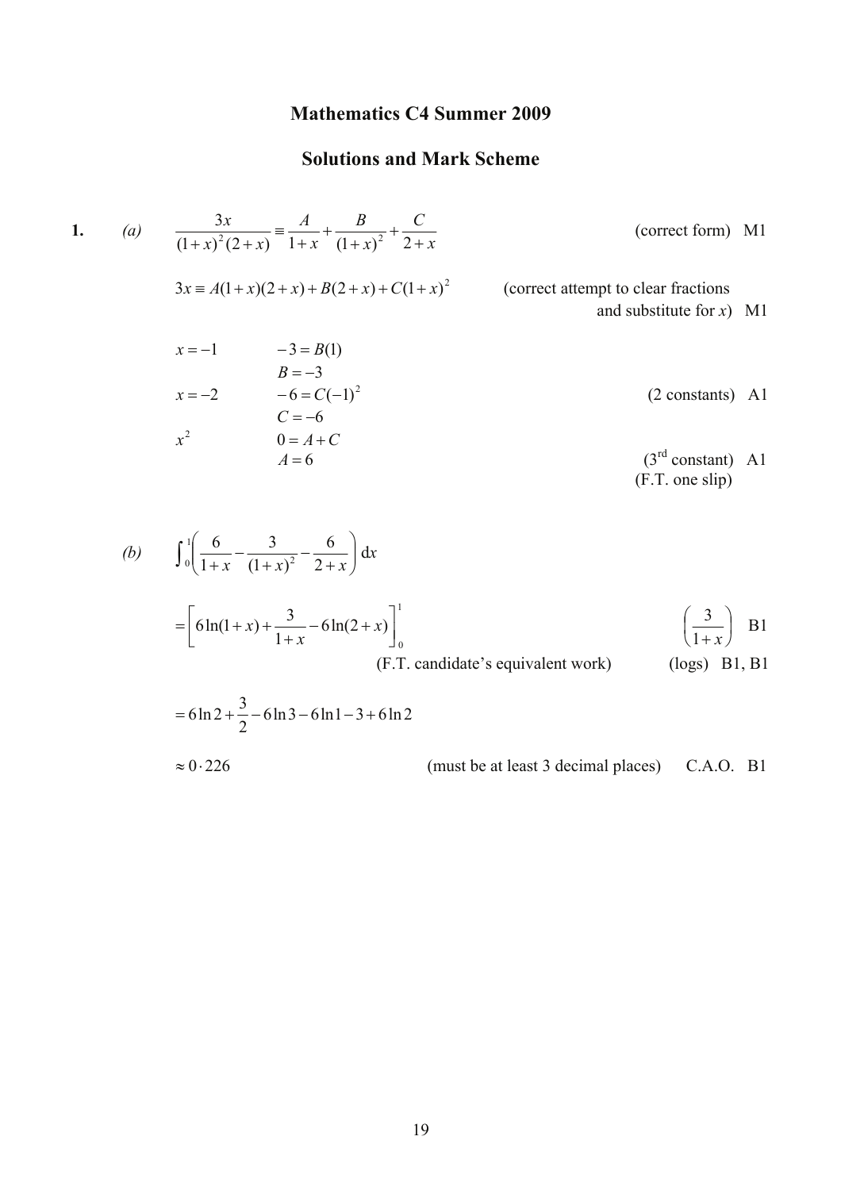# Mathematics C4 Summer 2009

## Solutions and Mark Scheme

**1.** *(a)* $\dfrac{3x}{(1+x)^2(2+x)} \equiv \dfrac{A}{1+x} + \dfrac{B}{(1+x)^2} + \dfrac{C}{2+x}$ (correct form) M1

$3x \equiv A(1+x)(2+x) + B(2+x) + C(1+x)^2$ (correct attempt to clear fractions and substitute for $x$) M1

$x = -1$ $\quad -3 = B(1)$

$\quad\quad B = -3$

$x = -2$ $\quad -6 = C(-1)^2$ (2 constants) A1

$\quad\quad C = -6$

$x^2$ $\quad 0 = A + C$

$\quad\quad A = 6$ ($3^{rd}$ constant) A1

(F.T. one slip)

*(b)* $\displaystyle\int_0^1 \left( \frac{6}{1+x} - \frac{3}{(1+x)^2} - \frac{6}{2+x} \right) \mathrm{d}x$

$= \left[ 6\ln(1+x) + \dfrac{3}{1+x} - 6\ln(2+x) \right]_0^1$ $\left(\dfrac{3}{1+x}\right)$ B1

(F.T. candidate's equivalent work) (logs) B1, B1

$= 6\ln 2 + \dfrac{3}{2} - 6\ln 3 - 6\ln 1 - 3 + 6\ln 2$

$\approx 0 \cdot 226$ (must be at least 3 decimal places) C.A.O. B1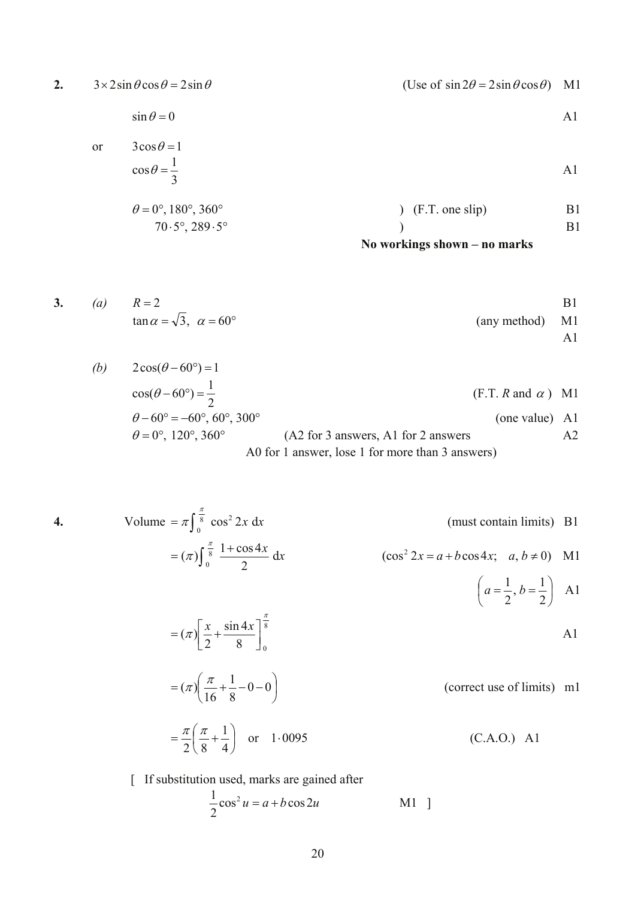**2.** $3 \times 2\sin\theta\cos\theta = 2\sin\theta$ (Use of $\sin 2\theta = 2\sin\theta\cos\theta$) M1

$\sin\theta = 0$ A1

or $3\cos\theta = 1$

$\cos\theta = \frac{1}{3}$ A1

$\theta = 0°, 180°, 360°$ ) (F.T. one slip) B1

$70 \cdot 5°, 289 \cdot 5°$ ) B1

**No workings shown – no marks**

**3.** *(a)* $R = 2$ B1

$\tan\alpha = \sqrt{3}, \ \alpha = 60°$ (any method) M1

A1

*(b)* $2\cos(\theta - 60°) = 1$

$\cos(\theta - 60°) = \frac{1}{2}$ (F.T. $R$ and $\alpha$ ) M1

$\theta - 60° = -60°, 60°, 300°$ (one value) A1

$\theta = 0°, 120°, 360°$ (A2 for 3 answers, A1 for 2 answers A2

A0 for 1 answer, lose 1 for more than 3 answers)

**4.** Volume $= \pi\int_0^{\frac{\pi}{8}} \cos^2 2x \, dx$ (must contain limits) B1

$= (\pi)\int_0^{\frac{\pi}{8}} \frac{1+\cos 4x}{2} \, dx$ ($\cos^2 2x = a + b\cos 4x; \ \ a, b \neq 0$) M1

$\left(a = \frac{1}{2}, b = \frac{1}{2}\right)$ A1

$= (\pi)\left[\frac{x}{2} + \frac{\sin 4x}{8}\right]_0^{\frac{\pi}{8}}$ A1

$= (\pi)\left(\frac{\pi}{16} + \frac{1}{8} - 0 - 0\right)$ (correct use of limits) m1

$= \frac{\pi}{2}\left(\frac{\pi}{8} + \frac{1}{4}\right)$ or $1 \cdot 0095$ (C.A.O.) A1

[ If substitution used, marks are gained after

$\frac{1}{2}\cos^2 u = a + b\cos 2u$ M1 ]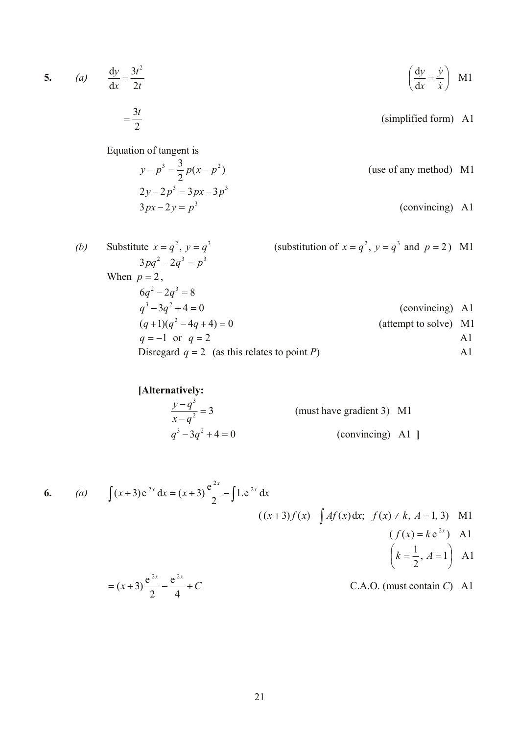**5.** *(a)* $\dfrac{dy}{dx} = \dfrac{3t^2}{2t}$ $\left(\dfrac{dy}{dx} = \dfrac{\dot{y}}{\dot{x}}\right)$ M1

$= \dfrac{3t}{2}$ (simplified form) A1

Equation of tangent is

$y - p^3 = \dfrac{3}{2}p(x - p^2)$ (use of any method) M1

$2y - 2p^3 = 3px - 3p^3$

$3px - 2y = p^3$ (convincing) A1

*(b)* Substitute $x = q^2,\ y = q^3$ (substitution of $x = q^2,\ y = q^3$ and $p = 2$) M1

$3pq^2 - 2q^3 = p^3$

When $p = 2$,

$6q^2 - 2q^3 = 8$

$q^3 - 3q^2 + 4 = 0$ (convincing) A1

$(q+1)(q^2 - 4q + 4) = 0$ (attempt to solve) M1

$q = -1$ or $q = 2$ A1

Disregard $q = 2$ (as this relates to point *P*) A1

**[Alternatively:**

$\dfrac{y - q^3}{x - q^2} = 3$ (must have gradient 3) M1

$q^3 - 3q^2 + 4 = 0$ (convincing) A1 **]**

**6.** *(a)* $\displaystyle\int (x+3)e^{2x}\,dx = (x+3)\frac{e^{2x}}{2} - \int 1.e^{2x}\,dx$

$\left((x+3)f(x) - \int Af(x)dx;\ f(x) \neq k,\ A = 1, 3\right)$ M1

$(f(x) = k\,e^{2x})$ A1

$\left(k = \dfrac{1}{2},\ A = 1\right)$ A1

$= (x+3)\dfrac{e^{2x}}{2} - \dfrac{e^{2x}}{4} + C$ C.A.O. (must contain *C*) A1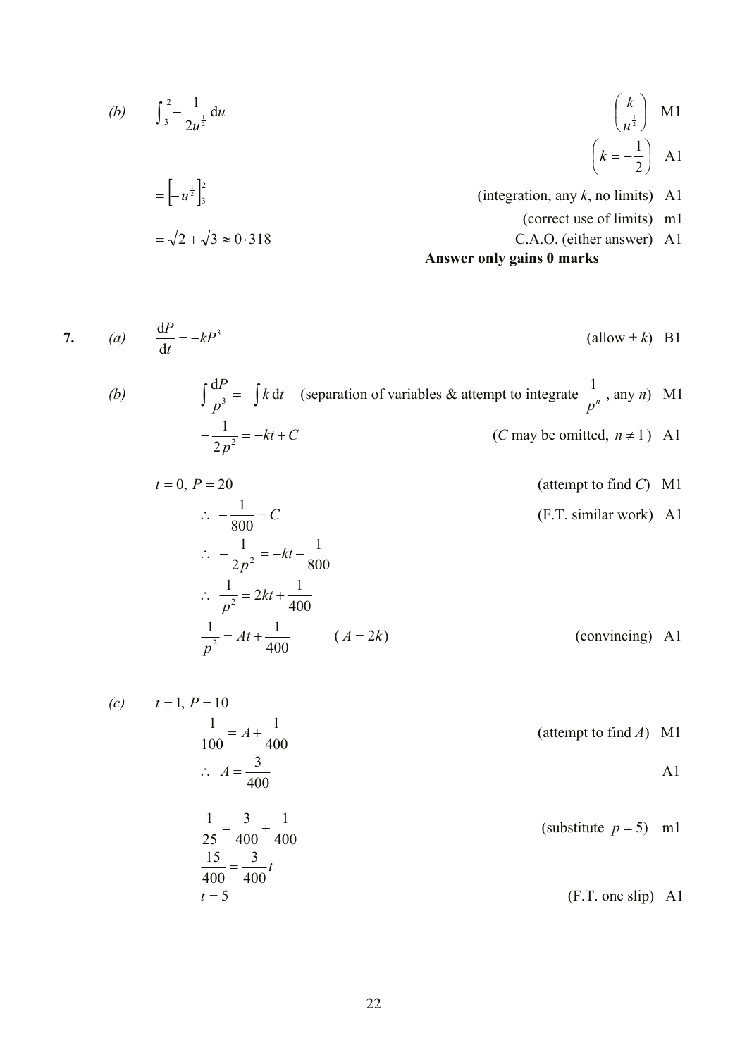*(b)* $\int_3^2 -\frac{1}{2u^{\frac{1}{2}}}\,\mathrm{d}u$ $\left(\frac{k}{u^{\frac{1}{2}}}\right)$ M1

$\left(k = -\frac{1}{2}\right)$ A1

$= \left[-u^{\frac{1}{2}}\right]_3^2$ (integration, any $k$, no limits) A1

(correct use of limits) m1

$= \sqrt{2} + \sqrt{3} \approx 0 \cdot 318$ C.A.O. (either answer) A1

**Answer only gains 0 marks**

**7.** *(a)* $\frac{\mathrm{d}P}{\mathrm{d}t} = -kP^3$ (allow $\pm k$) B1

*(b)* $\int \frac{\mathrm{d}P}{p^3} = -\int k\,\mathrm{d}t$ (separation of variables & attempt to integrate $\frac{1}{p^n}$, any $n$) M1

$-\frac{1}{2p^2} = -kt + C$ ($C$ may be omitted, $n \neq 1$) A1

$t = 0,\ P = 20$ (attempt to find $C$) M1

$\therefore\ -\frac{1}{800} = C$ (F.T. similar work) A1

$\therefore\ -\frac{1}{2p^2} = -kt - \frac{1}{800}$

$\therefore\ \frac{1}{p^2} = 2kt + \frac{1}{400}$

$\frac{1}{p^2} = At + \frac{1}{400}$ $(A = 2k)$ (convincing) A1

*(c)* $t = 1,\ P = 10$

$\frac{1}{100} = A + \frac{1}{400}$ (attempt to find $A$) M1

$\therefore\ A = \frac{3}{400}$ A1

$\frac{1}{25} = \frac{3}{400} + \frac{1}{400}$ (substitute $p = 5$) m1

$\frac{15}{400} = \frac{3}{400}t$

$t = 5$ (F.T. one slip) A1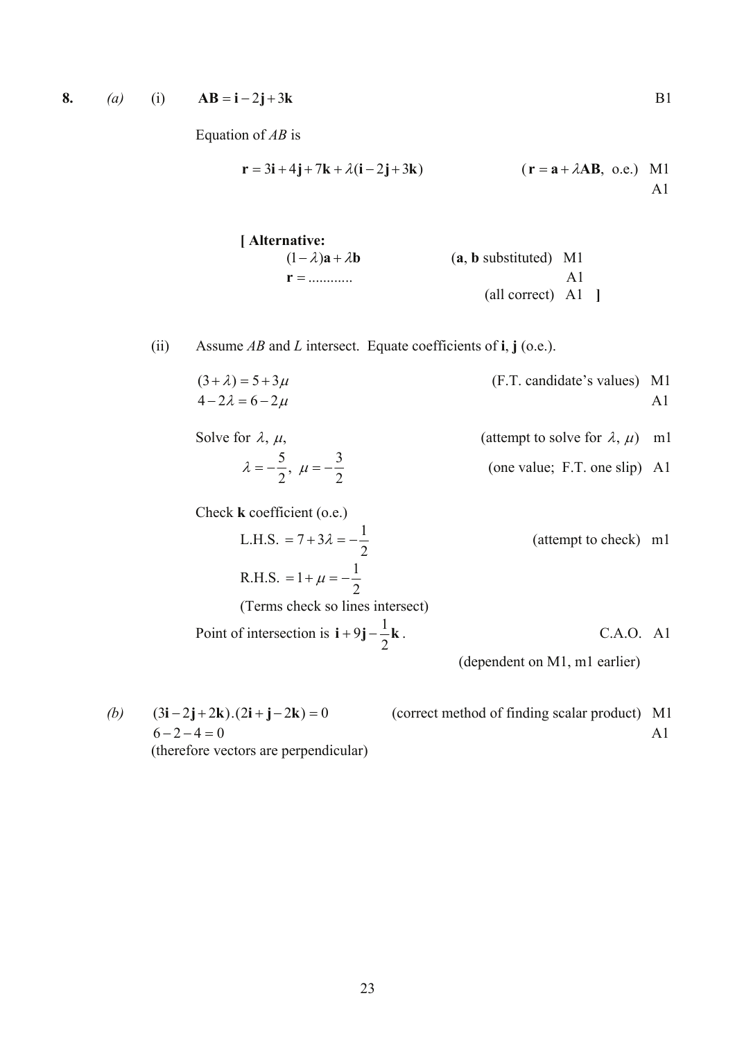**8.** *(a)* (i) $\mathbf{AB} = \mathbf{i} - 2\mathbf{j} + 3\mathbf{k}$ B1

Equation of *AB* is

$\mathbf{r} = 3\mathbf{i} + 4\mathbf{j} + 7\mathbf{k} + \lambda(\mathbf{i} - 2\mathbf{j} + 3\mathbf{k})$ ($\mathbf{r} = \mathbf{a} + \lambda\mathbf{AB}$, o.e.) M1

A1

**[ Alternative:**

$(1-\lambda)\mathbf{a} + \lambda\mathbf{b}$ (**a**, **b** substituted) M1

$\mathbf{r} = \ldots\ldots\ldots\ldots$ A1

(all correct) A1 **]**

(ii) Assume *AB* and *L* intersect. Equate coefficients of **i**, **j** (o.e.).

$(3 + \lambda) = 5 + 3\mu$ (F.T. candidate's values) M1

$4 - 2\lambda = 6 - 2\mu$ A1

Solve for $\lambda$, $\mu$, (attempt to solve for $\lambda$, $\mu$) m1

$\lambda = -\frac{5}{2}, \ \mu = -\frac{3}{2}$ (one value; F.T. one slip) A1

Check **k** coefficient (o.e.)

L.H.S. $= 7 + 3\lambda = -\frac{1}{2}$ (attempt to check) m1

R.H.S. $= 1 + \mu = -\frac{1}{2}$

(Terms check so lines intersect)

Point of intersection is $\mathbf{i} + 9\mathbf{j} - \frac{1}{2}\mathbf{k}$. C.A.O. A1

(dependent on M1, m1 earlier)

*(b)* $(3\mathbf{i} - 2\mathbf{j} + 2\mathbf{k}).(2\mathbf{i} + \mathbf{j} - 2\mathbf{k}) = 0$ (correct method of finding scalar product) M1

$6 - 2 - 4 = 0$ A1

(therefore vectors are perpendicular)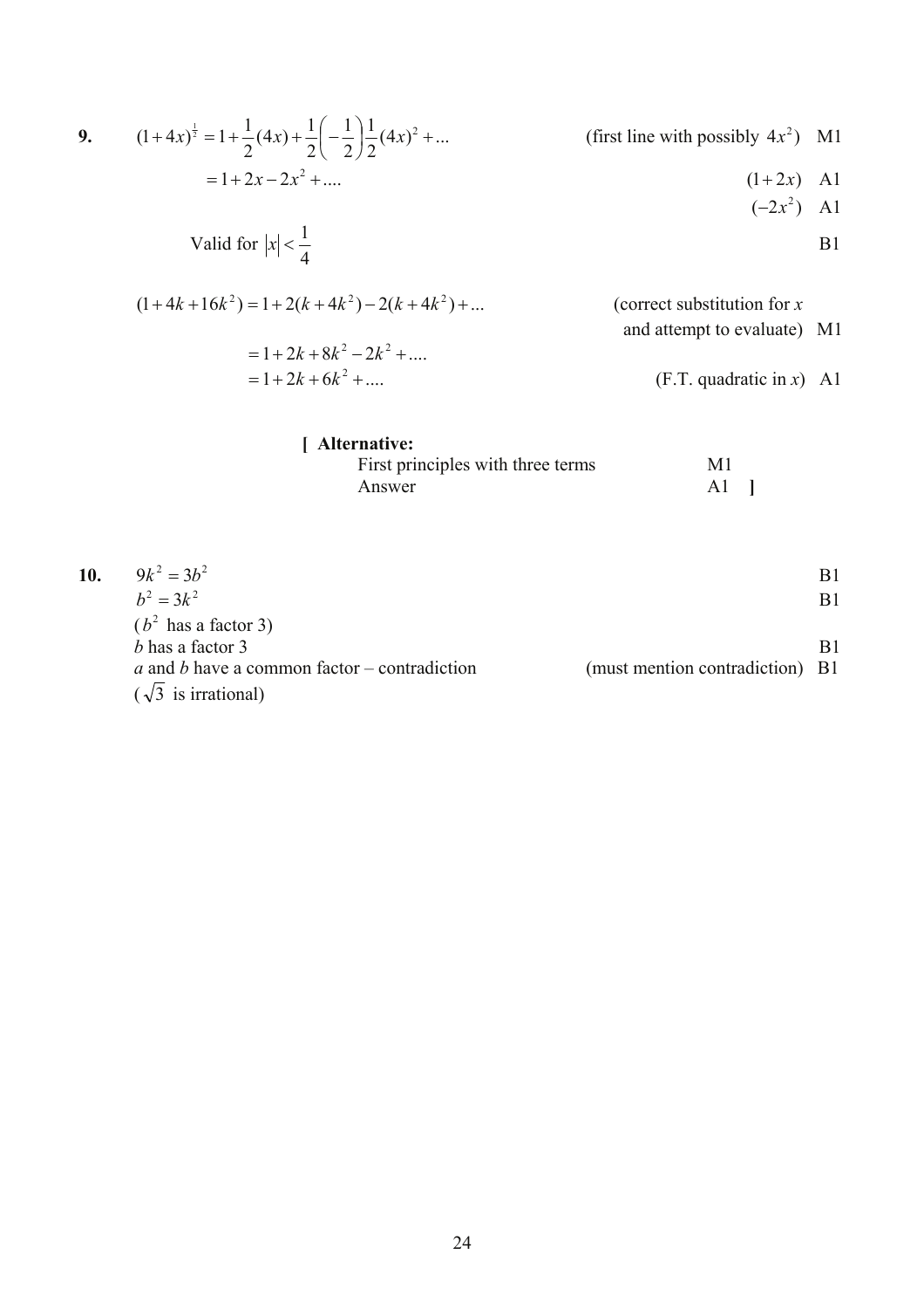**9.** $(1+4x)^{\frac{1}{2}} = 1 + \frac{1}{2}(4x) + \frac{1}{2}\left(-\frac{1}{2}\right)\frac{1}{2}(4x)^2 + ...$ (first line with possibly $4x^2$) M1

$= 1 + 2x - 2x^2 + ....$ $(1+2x)$ A1

$(-2x^2)$ A1

Valid for $|x| < \frac{1}{4}$ B1

$(1 + 4k + 16k^2) = 1 + 2(k + 4k^2) - 2(k + 4k^2) + ...$ (correct substitution for $x$ and attempt to evaluate) M1

$= 1 + 2k + 8k^2 - 2k^2 + ....$

$= 1 + 2k + 6k^2 + ....$ (F.T. quadratic in $x$) A1

[ **Alternative:**

First principles with three terms M1

Answer A1 ]

**10.** $9k^2 = 3b^2$ B1

$b^2 = 3k^2$ B1

($b^2$ has a factor 3)

$b$ has a factor 3 B1

$a$ and $b$ have a common factor – contradiction (must mention contradiction) B1

($\sqrt{3}$ is irrational)